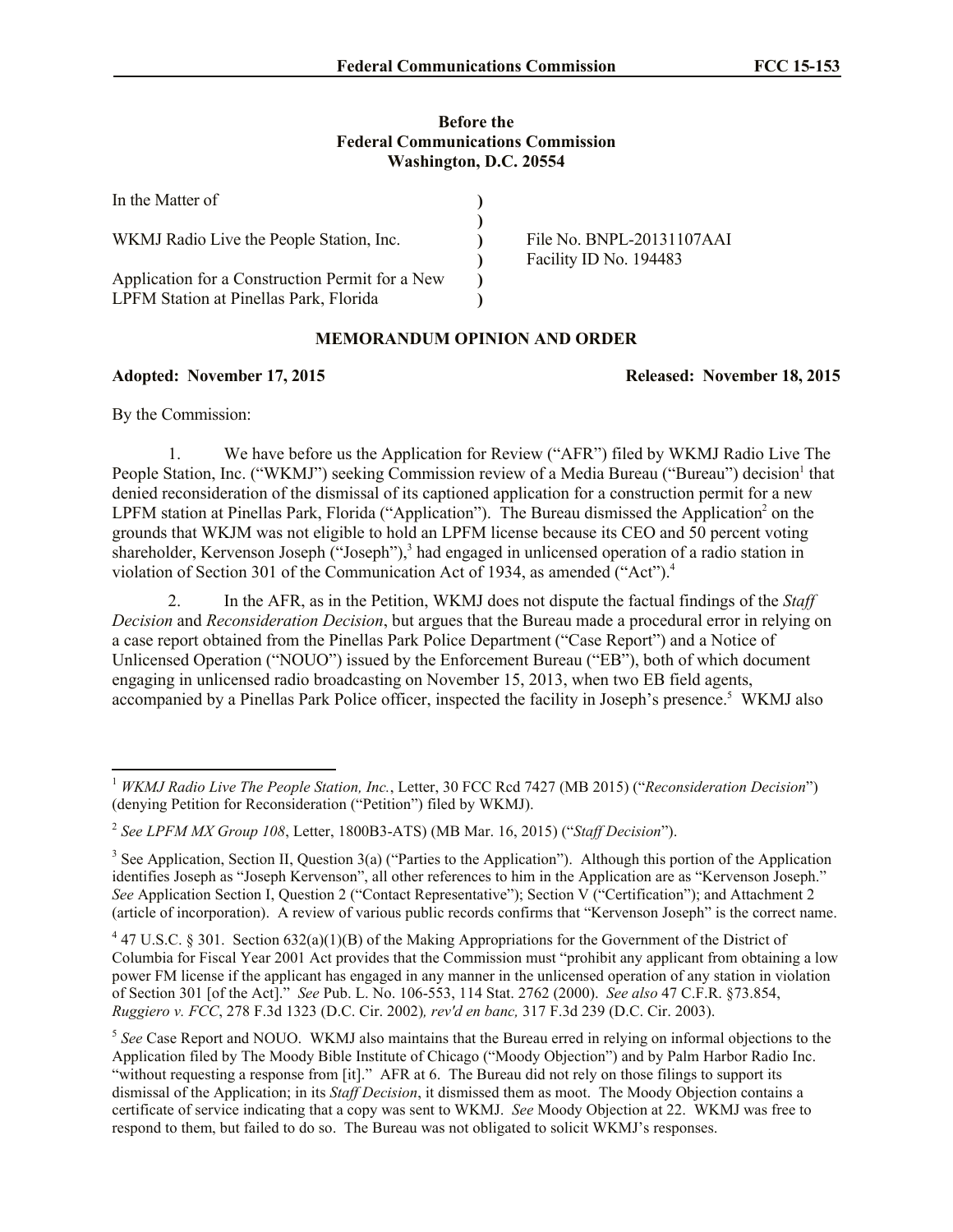**Before the**
**Federal Communications Commission**
**Washington, D.C. 20554**

| | | |
|---|---|---|
| In the Matter of | ) | |
| | ) | |
| WKMJ Radio Live the People Station, Inc. | ) | File No. BNPL-20131107AAI |
| | ) | Facility ID No. 194483 |
| Application for a Construction Permit for a New | ) | |
| LPFM Station at Pinellas Park, Florida | ) | |

## MEMORANDUM OPINION AND ORDER

**Adopted: November 17, 2015** **Released: November 18, 2015**

By the Commission:

1. We have before us the Application for Review ("AFR") filed by WKMJ Radio Live The People Station, Inc. ("WKMJ") seeking Commission review of a Media Bureau ("Bureau") decision[1] that denied reconsideration of the dismissal of its captioned application for a construction permit for a new LPFM station at Pinellas Park, Florida ("Application"). The Bureau dismissed the Application[2] on the grounds that WKJM was not eligible to hold an LPFM license because its CEO and 50 percent voting shareholder, Kervenson Joseph ("Joseph"),[3] had engaged in unlicensed operation of a radio station in violation of Section 301 of the Communication Act of 1934, as amended ("Act").[4]

2. In the AFR, as in the Petition, WKMJ does not dispute the factual findings of the *Staff Decision* and *Reconsideration Decision*, but argues that the Bureau made a procedural error in relying on a case report obtained from the Pinellas Park Police Department ("Case Report") and a Notice of Unlicensed Operation ("NOUO") issued by the Enforcement Bureau ("EB"), both of which document engaging in unlicensed radio broadcasting on November 15, 2013, when two EB field agents, accompanied by a Pinellas Park Police officer, inspected the facility in Joseph's presence.[5] WKMJ also

---

[1] *WKMJ Radio Live The People Station, Inc.*, Letter, 30 FCC Rcd 7427 (MB 2015) ("*Reconsideration Decision*") (denying Petition for Reconsideration ("Petition") filed by WKMJ).

[2] *See LPFM MX Group 108*, Letter, 1800B3-ATS) (MB Mar. 16, 2015) ("*Staff Decision*").

[3] See Application, Section II, Question 3(a) ("Parties to the Application"). Although this portion of the Application identifies Joseph as "Joseph Kervenson", all other references to him in the Application are as "Kervenson Joseph." *See* Application Section I, Question 2 ("Contact Representative"); Section V ("Certification"); and Attachment 2 (article of incorporation). A review of various public records confirms that "Kervenson Joseph" is the correct name.

[4] 47 U.S.C. § 301. Section 632(a)(1)(B) of the Making Appropriations for the Government of the District of Columbia for Fiscal Year 2001 Act provides that the Commission must "prohibit any applicant from obtaining a low power FM license if the applicant has engaged in any manner in the unlicensed operation of any station in violation of Section 301 [of the Act]." *See* Pub. L. No. 106-553, 114 Stat. 2762 (2000). *See also* 47 C.F.R. §73.854, *Ruggiero v. FCC*, 278 F.3d 1323 (D.C. Cir. 2002)*, rev'd en banc,* 317 F.3d 239 (D.C. Cir. 2003).

[5] *See* Case Report and NOUO. WKMJ also maintains that the Bureau erred in relying on informal objections to the Application filed by The Moody Bible Institute of Chicago ("Moody Objection") and by Palm Harbor Radio Inc. "without requesting a response from [it]." AFR at 6. The Bureau did not rely on those filings to support its dismissal of the Application; in its *Staff Decision*, it dismissed them as moot. The Moody Objection contains a certificate of service indicating that a copy was sent to WKMJ. *See* Moody Objection at 22. WKMJ was free to respond to them, but failed to do so. The Bureau was not obligated to solicit WKMJ's responses.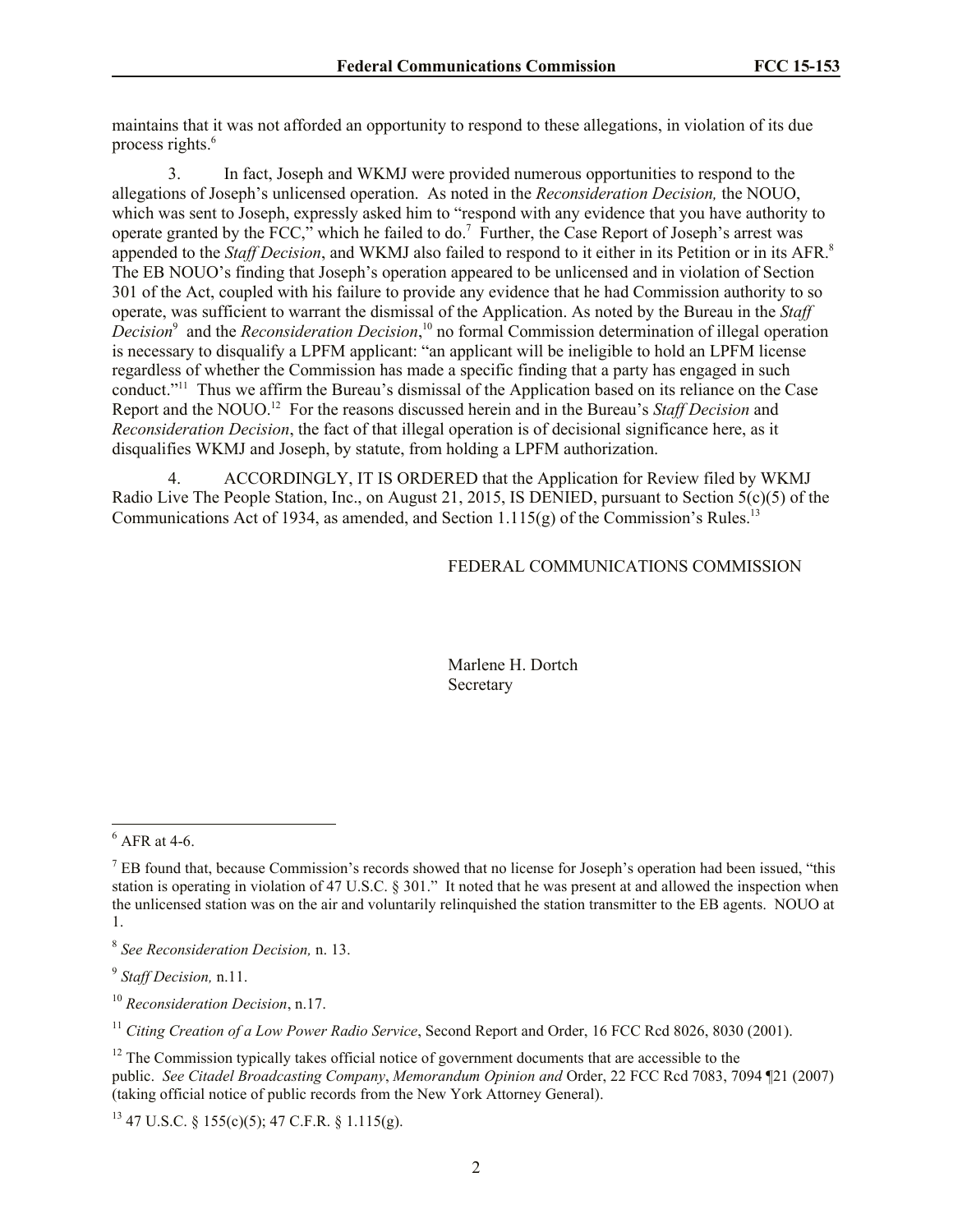maintains that it was not afforded an opportunity to respond to these allegations, in violation of its due process rights.[6]

3. In fact, Joseph and WKMJ were provided numerous opportunities to respond to the allegations of Joseph's unlicensed operation. As noted in the *Reconsideration Decision,* the NOUO, which was sent to Joseph, expressly asked him to "respond with any evidence that you have authority to operate granted by the FCC," which he failed to do.[7] Further, the Case Report of Joseph's arrest was appended to the *Staff Decision*, and WKMJ also failed to respond to it either in its Petition or in its AFR.[8] The EB NOUO's finding that Joseph's operation appeared to be unlicensed and in violation of Section 301 of the Act, coupled with his failure to provide any evidence that he had Commission authority to so operate, was sufficient to warrant the dismissal of the Application. As noted by the Bureau in the *Staff Decision*[9] and the *Reconsideration Decision*,[10] no formal Commission determination of illegal operation is necessary to disqualify a LPFM applicant: "an applicant will be ineligible to hold an LPFM license regardless of whether the Commission has made a specific finding that a party has engaged in such conduct."[11] Thus we affirm the Bureau's dismissal of the Application based on its reliance on the Case Report and the NOUO.[12] For the reasons discussed herein and in the Bureau's *Staff Decision* and *Reconsideration Decision*, the fact of that illegal operation is of decisional significance here, as it disqualifies WKMJ and Joseph, by statute, from holding a LPFM authorization.

4. ACCORDINGLY, IT IS ORDERED that the Application for Review filed by WKMJ Radio Live The People Station, Inc., on August 21, 2015, IS DENIED, pursuant to Section 5(c)(5) of the Communications Act of 1934, as amended, and Section 1.115(g) of the Commission's Rules.[13]

FEDERAL COMMUNICATIONS COMMISSION

Marlene H. Dortch
Secretary

---

[6] AFR at 4-6.

[7] EB found that, because Commission's records showed that no license for Joseph's operation had been issued, "this station is operating in violation of 47 U.S.C. § 301." It noted that he was present at and allowed the inspection when the unlicensed station was on the air and voluntarily relinquished the station transmitter to the EB agents. NOUO at 1.

[8] *See Reconsideration Decision,* n. 13.

[9] *Staff Decision,* n.11.

[10] *Reconsideration Decision*, n.17.

[11] *Citing Creation of a Low Power Radio Service*, Second Report and Order, 16 FCC Rcd 8026, 8030 (2001).

[12] The Commission typically takes official notice of government documents that are accessible to the public. *See Citadel Broadcasting Company*, *Memorandum Opinion and* Order, 22 FCC Rcd 7083, 7094 ¶21 (2007) (taking official notice of public records from the New York Attorney General).

[13] 47 U.S.C. § 155(c)(5); 47 C.F.R. § 1.115(g).